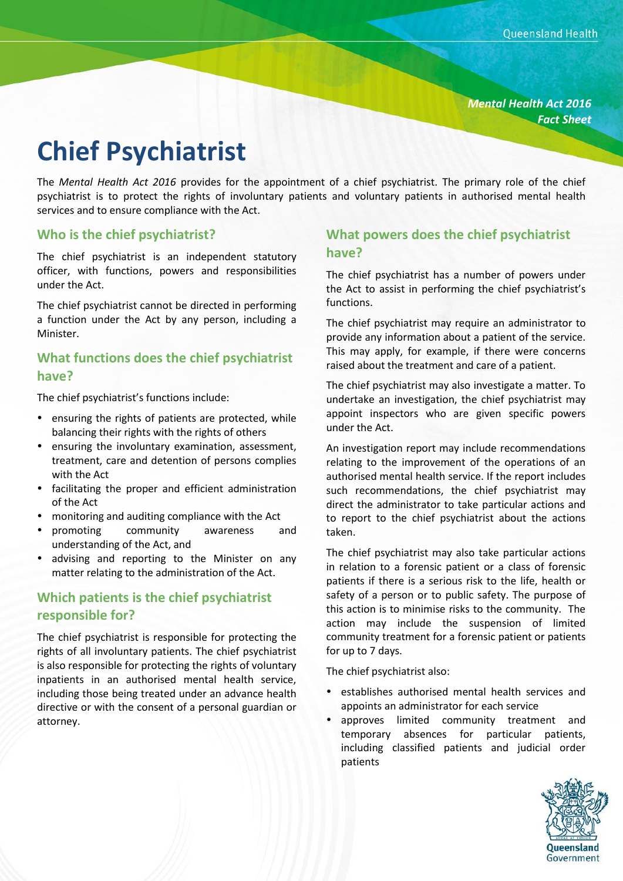*Mental Health Act 2016*
***Fact Sheet***

# Chief Psychiatrist

The *Mental Health Act 2016* provides for the appointment of a chief psychiatrist. The primary role of the chief psychiatrist is to protect the rights of involuntary patients and voluntary patients in authorised mental health services and to ensure compliance with the Act.

## Who is the chief psychiatrist?

The chief psychiatrist is an independent statutory officer, with functions, powers and responsibilities under the Act.

The chief psychiatrist cannot be directed in performing a function under the Act by any person, including a Minister.

## What functions does the chief psychiatrist have?

The chief psychiatrist's functions include:

- ensuring the rights of patients are protected, while balancing their rights with the rights of others
- ensuring the involuntary examination, assessment, treatment, care and detention of persons complies with the Act
- facilitating the proper and efficient administration of the Act
- monitoring and auditing compliance with the Act
- promoting community awareness and understanding of the Act, and
- advising and reporting to the Minister on any matter relating to the administration of the Act.

## Which patients is the chief psychiatrist responsible for?

The chief psychiatrist is responsible for protecting the rights of all involuntary patients. The chief psychiatrist is also responsible for protecting the rights of voluntary inpatients in an authorised mental health service, including those being treated under an advance health directive or with the consent of a personal guardian or attorney.

## What powers does the chief psychiatrist have?

The chief psychiatrist has a number of powers under the Act to assist in performing the chief psychiatrist's functions.

The chief psychiatrist may require an administrator to provide any information about a patient of the service. This may apply, for example, if there were concerns raised about the treatment and care of a patient.

The chief psychiatrist may also investigate a matter. To undertake an investigation, the chief psychiatrist may appoint inspectors who are given specific powers under the Act.

An investigation report may include recommendations relating to the improvement of the operations of an authorised mental health service. If the report includes such recommendations, the chief psychiatrist may direct the administrator to take particular actions and to report to the chief psychiatrist about the actions taken.

The chief psychiatrist may also take particular actions in relation to a forensic patient or a class of forensic patients if there is a serious risk to the life, health or safety of a person or to public safety. The purpose of this action is to minimise risks to the community. The action may include the suspension of limited community treatment for a forensic patient or patients for up to 7 days.

The chief psychiatrist also:

- establishes authorised mental health services and appoints an administrator for each service
- approves limited community treatment and temporary absences for particular patients, including classified patients and judicial order patients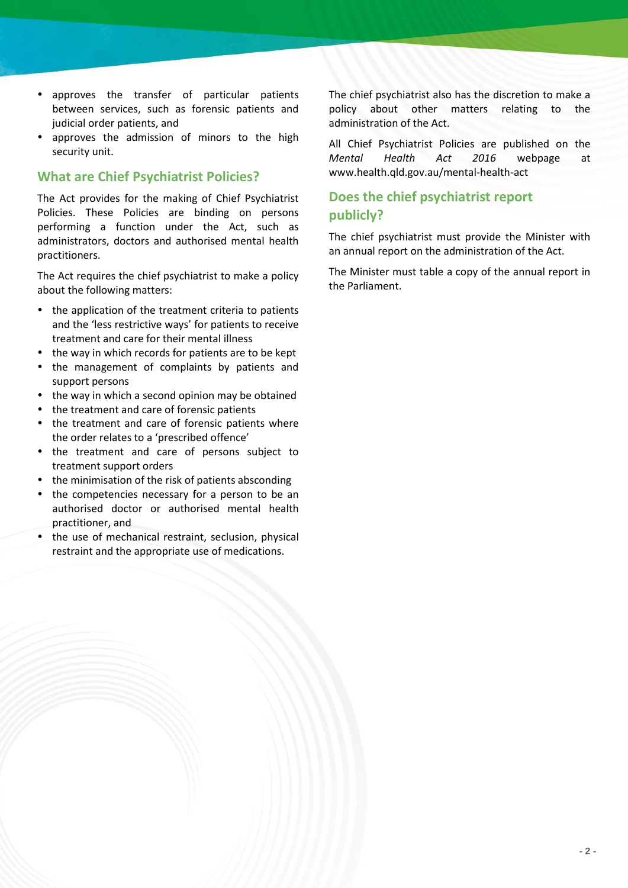- approves the transfer of particular patients between services, such as forensic patients and judicial order patients, and
- approves the admission of minors to the high security unit.

## What are Chief Psychiatrist Policies?

The Act provides for the making of Chief Psychiatrist Policies. These Policies are binding on persons performing a function under the Act, such as administrators, doctors and authorised mental health practitioners.

The Act requires the chief psychiatrist to make a policy about the following matters:

- the application of the treatment criteria to patients and the 'less restrictive ways' for patients to receive treatment and care for their mental illness
- the way in which records for patients are to be kept
- the management of complaints by patients and support persons
- the way in which a second opinion may be obtained
- the treatment and care of forensic patients
- the treatment and care of forensic patients where the order relates to a 'prescribed offence'
- the treatment and care of persons subject to treatment support orders
- the minimisation of the risk of patients absconding
- the competencies necessary for a person to be an authorised doctor or authorised mental health practitioner, and
- the use of mechanical restraint, seclusion, physical restraint and the appropriate use of medications.

The chief psychiatrist also has the discretion to make a policy about other matters relating to the administration of the Act.

All Chief Psychiatrist Policies are published on the *Mental Health Act 2016* webpage at www.health.qld.gov.au/mental-health-act

## Does the chief psychiatrist report publicly?

The chief psychiatrist must provide the Minister with an annual report on the administration of the Act.

The Minister must table a copy of the annual report in the Parliament.